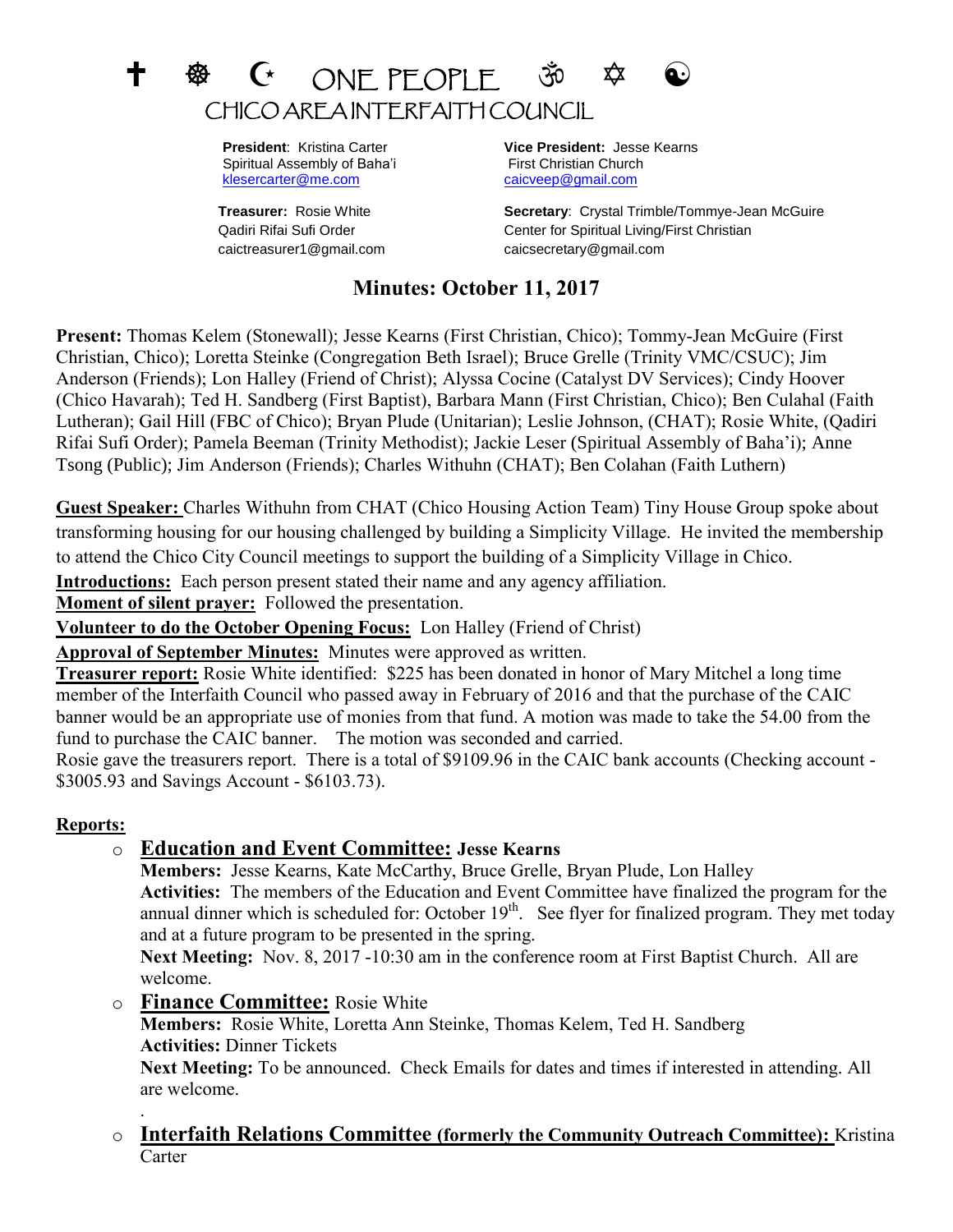# ✝ ☸ ☪ ONE PEOPLE ॐ ✡ ☯

## CHICO AREA INTERFAITH COUNCIL

**President**: Kristina Carter
Spiritual Assembly of Baha'i
klesercarter@me.com

**Vice President:** Jesse Kearns
First Christian Church
caicveep@gmail.com

**Treasurer:** Rosie White
Qadiri Rifai Sufi Order
caictreasurer1@gmail.com

**Secretary**: Crystal Trimble/Tommye-Jean McGuire
Center for Spiritual Living/First Christian
caicsecretary@gmail.com

## Minutes: October 11, 2017

**Present:** Thomas Kelem (Stonewall); Jesse Kearns (First Christian, Chico); Tommy-Jean McGuire (First Christian, Chico); Loretta Steinke (Congregation Beth Israel); Bruce Grelle (Trinity VMC/CSUC); Jim Anderson (Friends); Lon Halley (Friend of Christ); Alyssa Cocine (Catalyst DV Services); Cindy Hoover (Chico Havarah); Ted H. Sandberg (First Baptist), Barbara Mann (First Christian, Chico); Ben Culahal (Faith Lutheran); Gail Hill (FBC of Chico); Bryan Plude (Unitarian); Leslie Johnson, (CHAT); Rosie White, (Qadiri Rifai Sufi Order); Pamela Beeman (Trinity Methodist); Jackie Leser (Spiritual Assembly of Baha'i); Anne Tsong (Public); Jim Anderson (Friends); Charles Withuhn (CHAT); Ben Colahan (Faith Luthern)

**Guest Speaker:** Charles Withuhn from CHAT (Chico Housing Action Team) Tiny House Group spoke about transforming housing for our housing challenged by building a Simplicity Village. He invited the membership to attend the Chico City Council meetings to support the building of a Simplicity Village in Chico.

**Introductions:** Each person present stated their name and any agency affiliation.

**Moment of silent prayer:** Followed the presentation.

**Volunteer to do the October Opening Focus:** Lon Halley (Friend of Christ)

**Approval of September Minutes:** Minutes were approved as written.

**Treasurer report:** Rosie White identified: $225 has been donated in honor of Mary Mitchel a long time member of the Interfaith Council who passed away in February of 2016 and that the purchase of the CAIC banner would be an appropriate use of monies from that fund. A motion was made to take the 54.00 from the fund to purchase the CAIC banner. The motion was seconded and carried.

Rosie gave the treasurers report. There is a total of $9109.96 in the CAIC bank accounts (Checking account - $3005.93 and Savings Account - $6103.73).

**Reports:**

- **Education and Event Committee: Jesse Kearns**
  **Members:** Jesse Kearns, Kate McCarthy, Bruce Grelle, Bryan Plude, Lon Halley
  **Activities:** The members of the Education and Event Committee have finalized the program for the annual dinner which is scheduled for: October 19th. See flyer for finalized program. They met today and at a future program to be presented in the spring.
  **Next Meeting:** Nov. 8, 2017 -10:30 am in the conference room at First Baptist Church. All are welcome.

- **Finance Committee:** Rosie White
  **Members:** Rosie White, Loretta Ann Steinke, Thomas Kelem, Ted H. Sandberg
  **Activities:** Dinner Tickets
  **Next Meeting:** To be announced. Check Emails for dates and times if interested in attending. All are welcome.

.

- **Interfaith Relations Committee (formerly the Community Outreach Committee):** Kristina Carter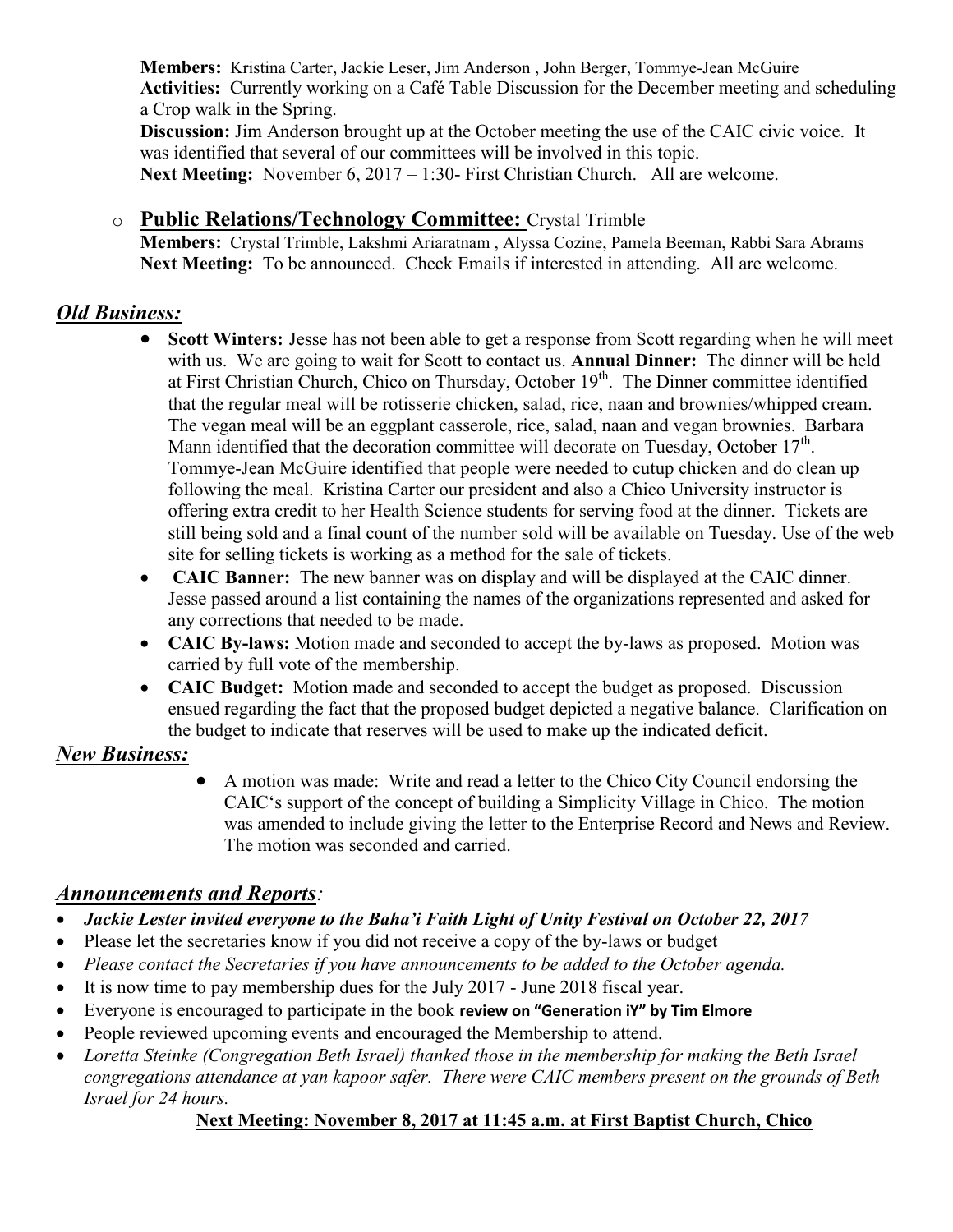**Members:** Kristina Carter, Jackie Leser, Jim Anderson , John Berger, Tommye-Jean McGuire
**Activities:** Currently working on a Café Table Discussion for the December meeting and scheduling a Crop walk in the Spring.
**Discussion:** Jim Anderson brought up at the October meeting the use of the CAIC civic voice. It was identified that several of our committees will be involved in this topic.
**Next Meeting:** November 6, 2017 – 1:30- First Christian Church. All are welcome.

- **Public Relations/Technology Committee:** Crystal Trimble
  **Members:** Crystal Trimble, Lakshmi Ariaratnam , Alyssa Cozine, Pamela Beeman, Rabbi Sara Abrams
  **Next Meeting:** To be announced. Check Emails if interested in attending. All are welcome.

## *Old Business:*

- **Scott Winters:** Jesse has not been able to get a response from Scott regarding when he will meet with us. We are going to wait for Scott to contact us. **Annual Dinner:** The dinner will be held at First Christian Church, Chico on Thursday, October 19th. The Dinner committee identified that the regular meal will be rotisserie chicken, salad, rice, naan and brownies/whipped cream. The vegan meal will be an eggplant casserole, rice, salad, naan and vegan brownies. Barbara Mann identified that the decoration committee will decorate on Tuesday, October 17th. Tommye-Jean McGuire identified that people were needed to cutup chicken and do clean up following the meal. Kristina Carter our president and also a Chico University instructor is offering extra credit to her Health Science students for serving food at the dinner. Tickets are still being sold and a final count of the number sold will be available on Tuesday. Use of the web site for selling tickets is working as a method for the sale of tickets.
- **CAIC Banner:** The new banner was on display and will be displayed at the CAIC dinner. Jesse passed around a list containing the names of the organizations represented and asked for any corrections that needed to be made.
- **CAIC By-laws:** Motion made and seconded to accept the by-laws as proposed. Motion was carried by full vote of the membership.
- **CAIC Budget:** Motion made and seconded to accept the budget as proposed. Discussion ensued regarding the fact that the proposed budget depicted a negative balance. Clarification on the budget to indicate that reserves will be used to make up the indicated deficit.

## *New Business:*

- A motion was made: Write and read a letter to the Chico City Council endorsing the CAIC's support of the concept of building a Simplicity Village in Chico. The motion was amended to include giving the letter to the Enterprise Record and News and Review. The motion was seconded and carried.

## *Announcements and Reports:*

- ***Jackie Lester invited everyone to the Baha'i Faith Light of Unity Festival on October 22, 2017***
- Please let the secretaries know if you did not receive a copy of the by-laws or budget
- *Please contact the Secretaries if you have announcements to be added to the October agenda.*
- It is now time to pay membership dues for the July 2017 - June 2018 fiscal year.
- Everyone is encouraged to participate in the book **review on "Generation iY" by Tim Elmore**
- People reviewed upcoming events and encouraged the Membership to attend.
- *Loretta Steinke (Congregation Beth Israel) thanked those in the membership for making the Beth Israel congregations attendance at yan kapoor safer. There were CAIC members present on the grounds of Beth Israel for 24 hours.*

**Next Meeting: November 8, 2017 at 11:45 a.m. at First Baptist Church, Chico**